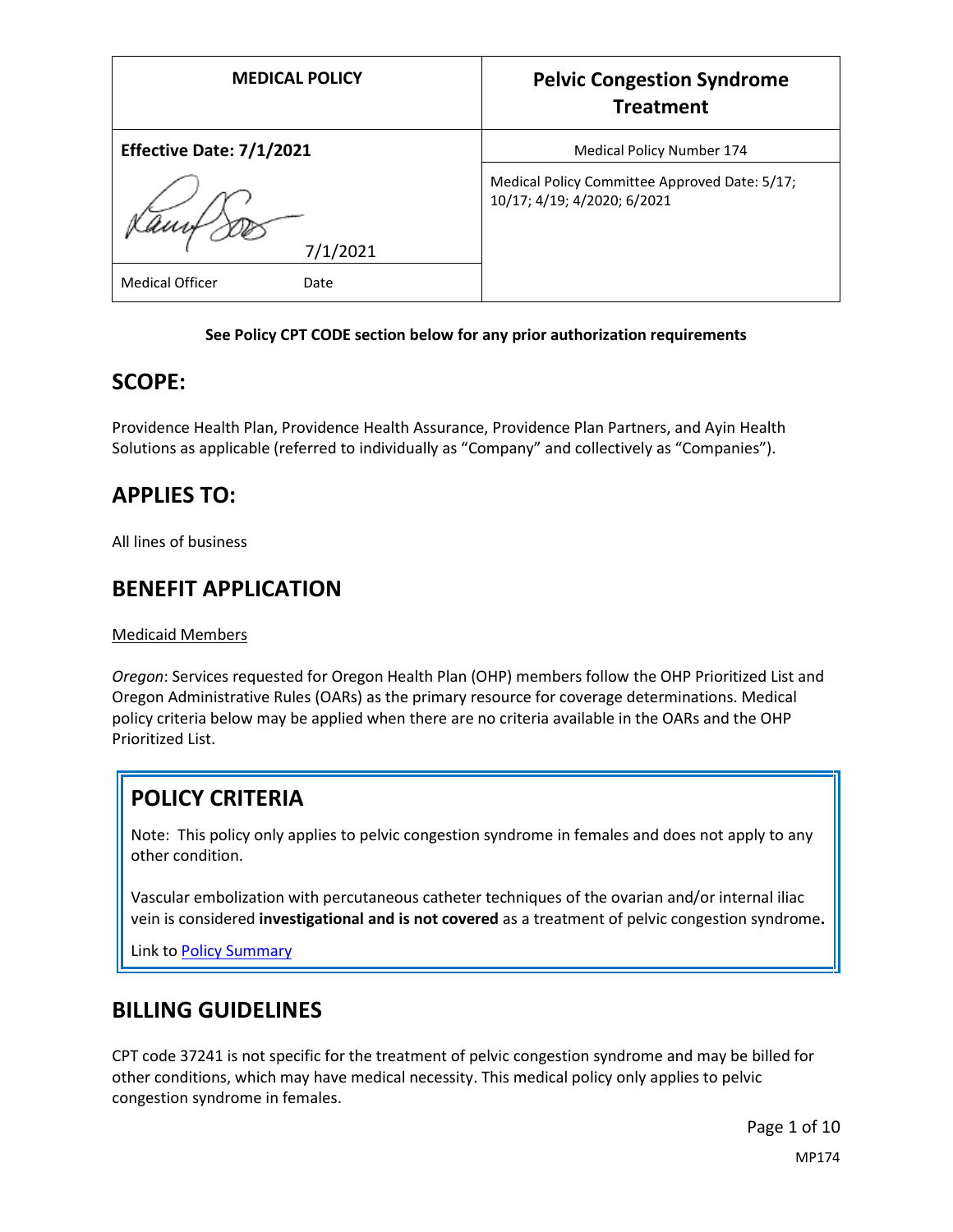| MEDICAL POLICY | Pelvic Congestion Syndrome Treatment |
| --- | --- |
| **Effective Date: 7/1/2021** | Medical Policy Number 174 |
| 7/1/2021 | Medical Policy Committee Approved Date: 5/17; 10/17; 4/19; 4/2020; 6/2021 |
| Medical Officer    Date | |

**See Policy CPT CODE section below for any prior authorization requirements**

## SCOPE:

Providence Health Plan, Providence Health Assurance, Providence Plan Partners, and Ayin Health Solutions as applicable (referred to individually as "Company" and collectively as "Companies").

## APPLIES TO:

All lines of business

## BENEFIT APPLICATION

Medicaid Members

*Oregon*: Services requested for Oregon Health Plan (OHP) members follow the OHP Prioritized List and Oregon Administrative Rules (OARs) as the primary resource for coverage determinations. Medical policy criteria below may be applied when there are no criteria available in the OARs and the OHP Prioritized List.

## POLICY CRITERIA

Note: This policy only applies to pelvic congestion syndrome in females and does not apply to any other condition.

Vascular embolization with percutaneous catheter techniques of the ovarian and/or internal iliac vein is considered **investigational and is not covered** as a treatment of pelvic congestion syndrome**.**

Link to Policy Summary

## BILLING GUIDELINES

CPT code 37241 is not specific for the treatment of pelvic congestion syndrome and may be billed for other conditions, which may have medical necessity. This medical policy only applies to pelvic congestion syndrome in females.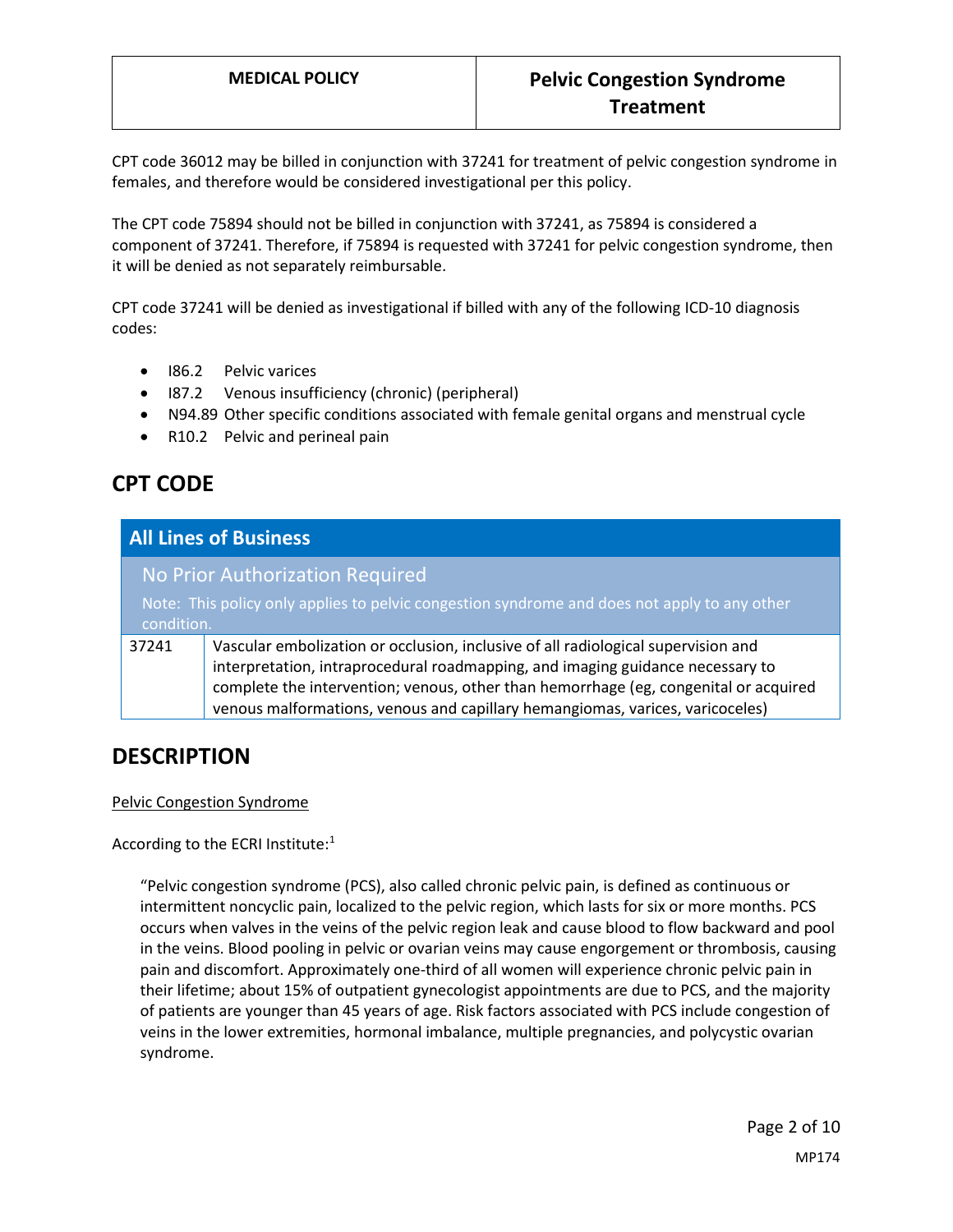CPT code 36012 may be billed in conjunction with 37241 for treatment of pelvic congestion syndrome in females, and therefore would be considered investigational per this policy.

The CPT code 75894 should not be billed in conjunction with 37241, as 75894 is considered a component of 37241. Therefore, if 75894 is requested with 37241 for pelvic congestion syndrome, then it will be denied as not separately reimbursable.

CPT code 37241 will be denied as investigational if billed with any of the following ICD-10 diagnosis codes:

- I86.2 Pelvic varices
- I87.2 Venous insufficiency (chronic) (peripheral)
- N94.89 Other specific conditions associated with female genital organs and menstrual cycle
- R10.2 Pelvic and perineal pain

## CPT CODE

| All Lines of Business | |
|---|---|
| **No Prior Authorization Required**<br>Note: This policy only applies to pelvic congestion syndrome and does not apply to any other condition. | |
| 37241 | Vascular embolization or occlusion, inclusive of all radiological supervision and interpretation, intraprocedural roadmapping, and imaging guidance necessary to complete the intervention; venous, other than hemorrhage (eg, congenital or acquired venous malformations, venous and capillary hemangiomas, varices, varicoceles) |

## DESCRIPTION

Pelvic Congestion Syndrome

According to the ECRI Institute:[1]

> "Pelvic congestion syndrome (PCS), also called chronic pelvic pain, is defined as continuous or intermittent noncyclic pain, localized to the pelvic region, which lasts for six or more months. PCS occurs when valves in the veins of the pelvic region leak and cause blood to flow backward and pool in the veins. Blood pooling in pelvic or ovarian veins may cause engorgement or thrombosis, causing pain and discomfort. Approximately one-third of all women will experience chronic pelvic pain in their lifetime; about 15% of outpatient gynecologist appointments are due to PCS, and the majority of patients are younger than 45 years of age. Risk factors associated with PCS include congestion of veins in the lower extremities, hormonal imbalance, multiple pregnancies, and polycystic ovarian syndrome.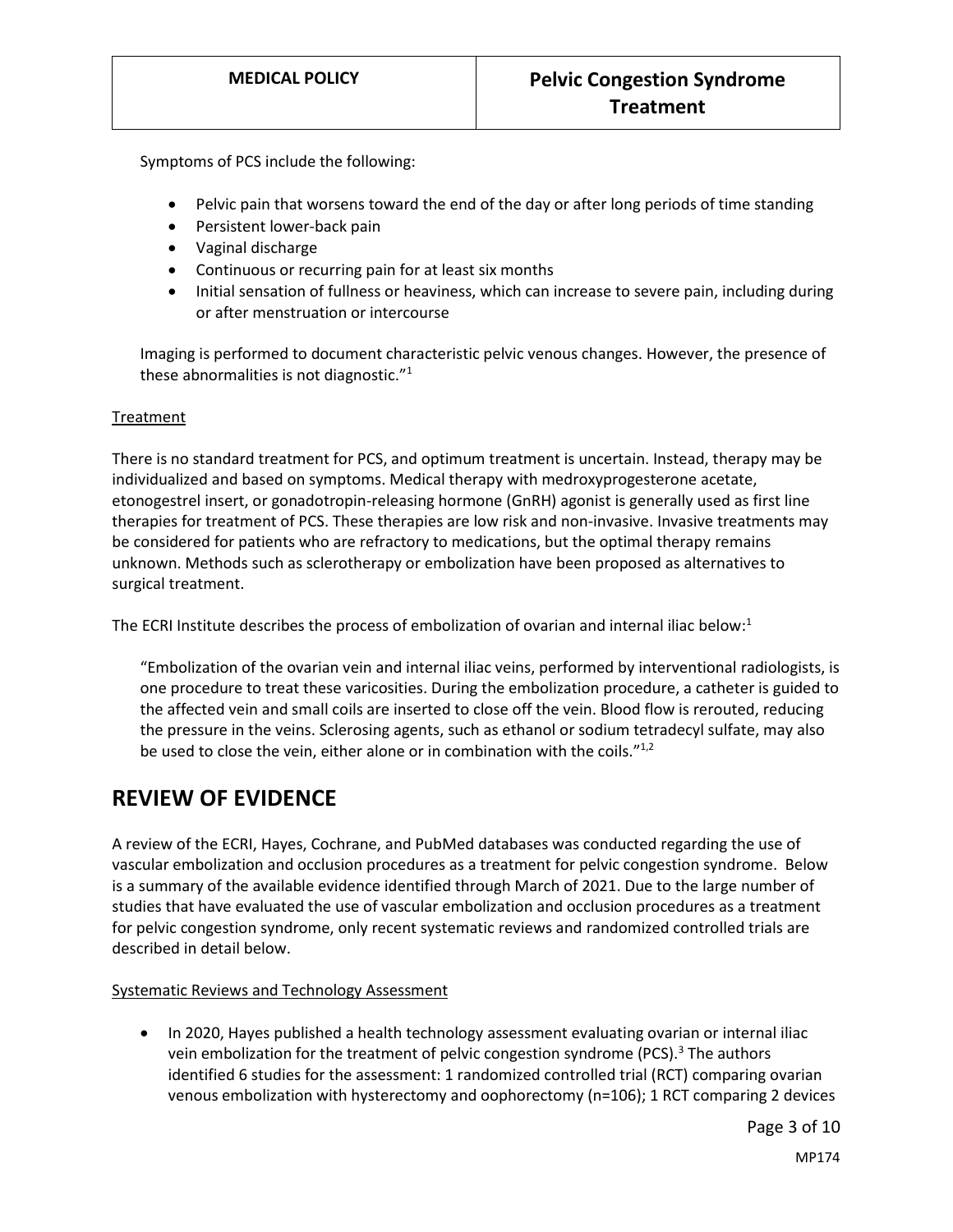Symptoms of PCS include the following:

- Pelvic pain that worsens toward the end of the day or after long periods of time standing
- Persistent lower-back pain
- Vaginal discharge
- Continuous or recurring pain for at least six months
- Initial sensation of fullness or heaviness, which can increase to severe pain, including during or after menstruation or intercourse

Imaging is performed to document characteristic pelvic venous changes. However, the presence of these abnormalities is not diagnostic."[1]

Treatment

There is no standard treatment for PCS, and optimum treatment is uncertain. Instead, therapy may be individualized and based on symptoms. Medical therapy with medroxyprogesterone acetate, etonogestrel insert, or gonadotropin-releasing hormone (GnRH) agonist is generally used as first line therapies for treatment of PCS. These therapies are low risk and non-invasive. Invasive treatments may be considered for patients who are refractory to medications, but the optimal therapy remains unknown. Methods such as sclerotherapy or embolization have been proposed as alternatives to surgical treatment.

The ECRI Institute describes the process of embolization of ovarian and internal iliac below:[1]

> "Embolization of the ovarian vein and internal iliac veins, performed by interventional radiologists, is one procedure to treat these varicosities. During the embolization procedure, a catheter is guided to the affected vein and small coils are inserted to close off the vein. Blood flow is rerouted, reducing the pressure in the veins. Sclerosing agents, such as ethanol or sodium tetradecyl sulfate, may also be used to close the vein, either alone or in combination with the coils."[1,2]

# REVIEW OF EVIDENCE

A review of the ECRI, Hayes, Cochrane, and PubMed databases was conducted regarding the use of vascular embolization and occlusion procedures as a treatment for pelvic congestion syndrome. Below is a summary of the available evidence identified through March of 2021. Due to the large number of studies that have evaluated the use of vascular embolization and occlusion procedures as a treatment for pelvic congestion syndrome, only recent systematic reviews and randomized controlled trials are described in detail below.

Systematic Reviews and Technology Assessment

- In 2020, Hayes published a health technology assessment evaluating ovarian or internal iliac vein embolization for the treatment of pelvic congestion syndrome (PCS).[3] The authors identified 6 studies for the assessment: 1 randomized controlled trial (RCT) comparing ovarian venous embolization with hysterectomy and oophorectomy (n=106); 1 RCT comparing 2 devices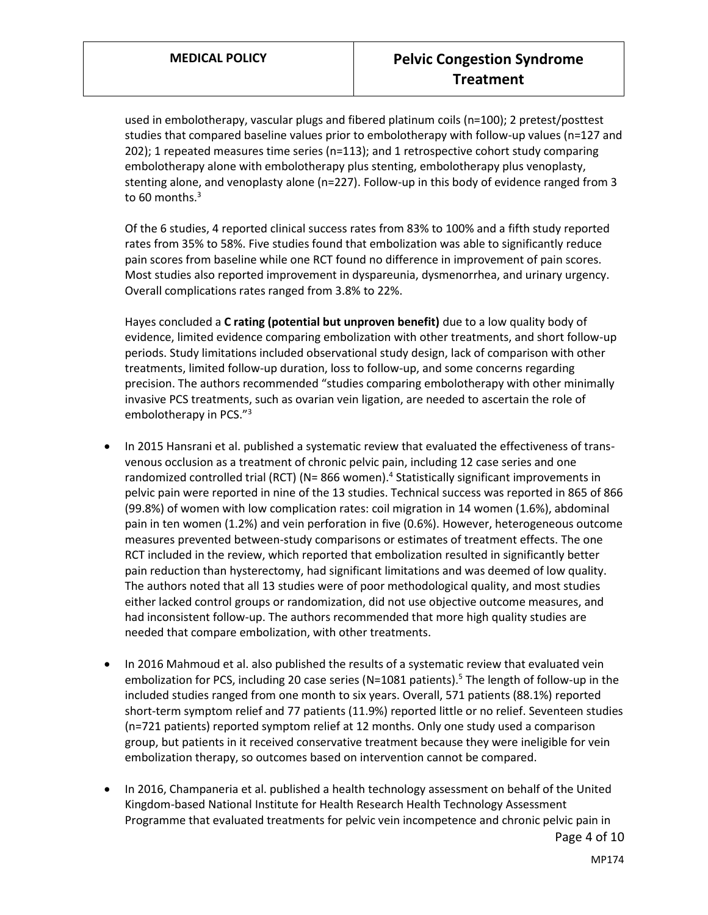used in embolotherapy, vascular plugs and fibered platinum coils (n=100); 2 pretest/posttest studies that compared baseline values prior to embolotherapy with follow-up values (n=127 and 202); 1 repeated measures time series (n=113); and 1 retrospective cohort study comparing embolotherapy alone with embolotherapy plus stenting, embolotherapy plus venoplasty, stenting alone, and venoplasty alone (n=227). Follow-up in this body of evidence ranged from 3 to 60 months.[3]

Of the 6 studies, 4 reported clinical success rates from 83% to 100% and a fifth study reported rates from 35% to 58%. Five studies found that embolization was able to significantly reduce pain scores from baseline while one RCT found no difference in improvement of pain scores. Most studies also reported improvement in dyspareunia, dysmenorrhea, and urinary urgency. Overall complications rates ranged from 3.8% to 22%.

Hayes concluded a **C rating (potential but unproven benefit)** due to a low quality body of evidence, limited evidence comparing embolization with other treatments, and short follow-up periods. Study limitations included observational study design, lack of comparison with other treatments, limited follow-up duration, loss to follow-up, and some concerns regarding precision. The authors recommended "studies comparing embolotherapy with other minimally invasive PCS treatments, such as ovarian vein ligation, are needed to ascertain the role of embolotherapy in PCS."[3]

- In 2015 Hansrani et al. published a systematic review that evaluated the effectiveness of trans-venous occlusion as a treatment of chronic pelvic pain, including 12 case series and one randomized controlled trial (RCT) (N= 866 women).[4] Statistically significant improvements in pelvic pain were reported in nine of the 13 studies. Technical success was reported in 865 of 866 (99.8%) of women with low complication rates: coil migration in 14 women (1.6%), abdominal pain in ten women (1.2%) and vein perforation in five (0.6%). However, heterogeneous outcome measures prevented between-study comparisons or estimates of treatment effects. The one RCT included in the review, which reported that embolization resulted in significantly better pain reduction than hysterectomy, had significant limitations and was deemed of low quality. The authors noted that all 13 studies were of poor methodological quality, and most studies either lacked control groups or randomization, did not use objective outcome measures, and had inconsistent follow-up. The authors recommended that more high quality studies are needed that compare embolization, with other treatments.

- In 2016 Mahmoud et al. also published the results of a systematic review that evaluated vein embolization for PCS, including 20 case series (N=1081 patients).[5] The length of follow-up in the included studies ranged from one month to six years. Overall, 571 patients (88.1%) reported short-term symptom relief and 77 patients (11.9%) reported little or no relief. Seventeen studies (n=721 patients) reported symptom relief at 12 months. Only one study used a comparison group, but patients in it received conservative treatment because they were ineligible for vein embolization therapy, so outcomes based on intervention cannot be compared.

- In 2016, Champaneria et al. published a health technology assessment on behalf of the United Kingdom-based National Institute for Health Research Health Technology Assessment Programme that evaluated treatments for pelvic vein incompetence and chronic pelvic pain in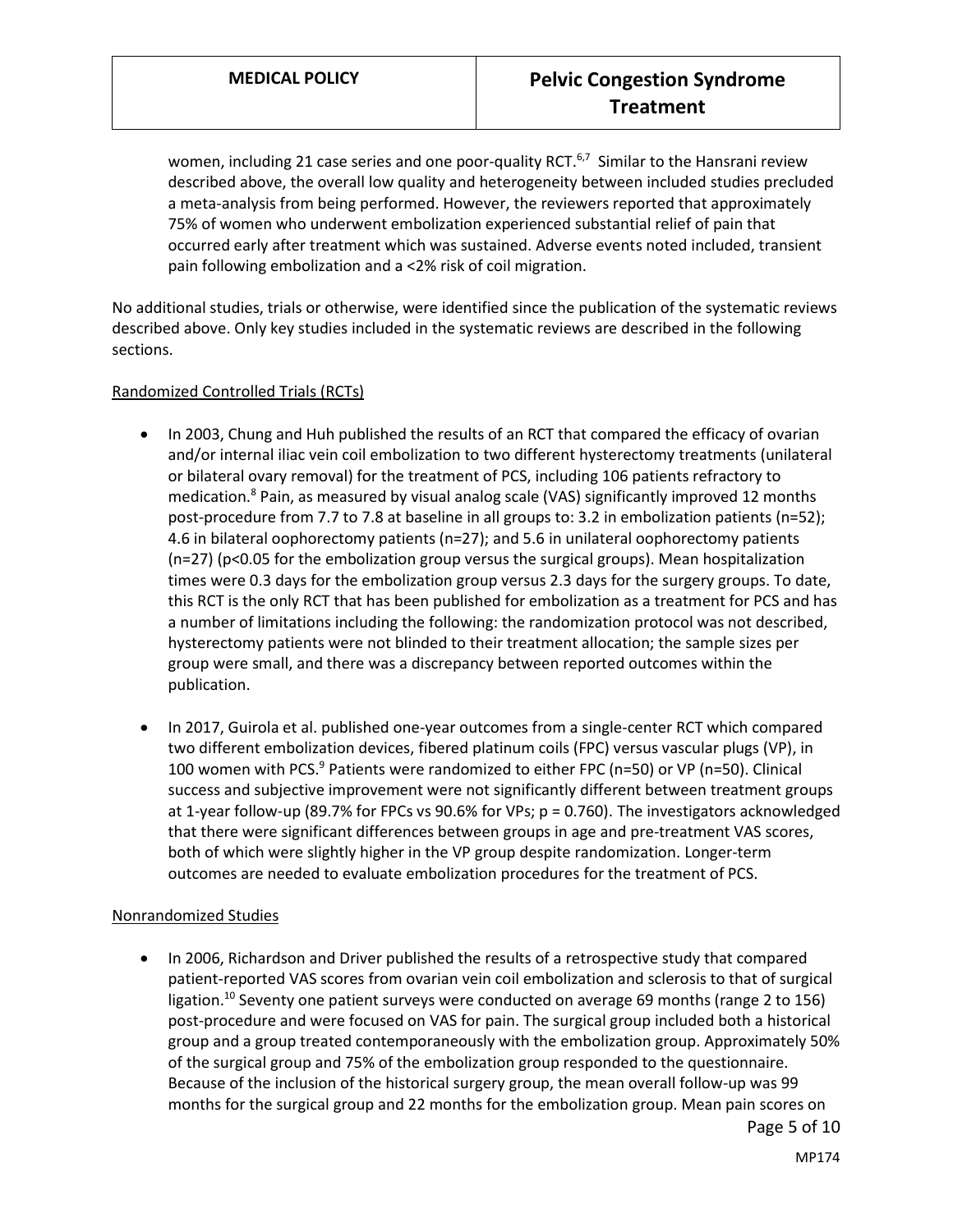women, including 21 case series and one poor-quality RCT.[6,7] Similar to the Hansrani review described above, the overall low quality and heterogeneity between included studies precluded a meta-analysis from being performed. However, the reviewers reported that approximately 75% of women who underwent embolization experienced substantial relief of pain that occurred early after treatment which was sustained. Adverse events noted included, transient pain following embolization and a <2% risk of coil migration.

No additional studies, trials or otherwise, were identified since the publication of the systematic reviews described above. Only key studies included in the systematic reviews are described in the following sections.

Randomized Controlled Trials (RCTs)

- In 2003, Chung and Huh published the results of an RCT that compared the efficacy of ovarian and/or internal iliac vein coil embolization to two different hysterectomy treatments (unilateral or bilateral ovary removal) for the treatment of PCS, including 106 patients refractory to medication.[8] Pain, as measured by visual analog scale (VAS) significantly improved 12 months post-procedure from 7.7 to 7.8 at baseline in all groups to: 3.2 in embolization patients (n=52); 4.6 in bilateral oophorectomy patients (n=27); and 5.6 in unilateral oophorectomy patients (n=27) ($p<0.05$ for the embolization group versus the surgical groups). Mean hospitalization times were 0.3 days for the embolization group versus 2.3 days for the surgery groups. To date, this RCT is the only RCT that has been published for embolization as a treatment for PCS and has a number of limitations including the following: the randomization protocol was not described, hysterectomy patients were not blinded to their treatment allocation; the sample sizes per group were small, and there was a discrepancy between reported outcomes within the publication.

- In 2017, Guirola et al. published one-year outcomes from a single-center RCT which compared two different embolization devices, fibered platinum coils (FPC) versus vascular plugs (VP), in 100 women with PCS.[9] Patients were randomized to either FPC (n=50) or VP (n=50). Clinical success and subjective improvement were not significantly different between treatment groups at 1-year follow-up (89.7% for FPCs vs 90.6% for VPs; $p = 0.760$). The investigators acknowledged that there were significant differences between groups in age and pre-treatment VAS scores, both of which were slightly higher in the VP group despite randomization. Longer-term outcomes are needed to evaluate embolization procedures for the treatment of PCS.

Nonrandomized Studies

- In 2006, Richardson and Driver published the results of a retrospective study that compared patient-reported VAS scores from ovarian vein coil embolization and sclerosis to that of surgical ligation.[10] Seventy one patient surveys were conducted on average 69 months (range 2 to 156) post-procedure and were focused on VAS for pain. The surgical group included both a historical group and a group treated contemporaneously with the embolization group. Approximately 50% of the surgical group and 75% of the embolization group responded to the questionnaire. Because of the inclusion of the historical surgery group, the mean overall follow-up was 99 months for the surgical group and 22 months for the embolization group. Mean pain scores on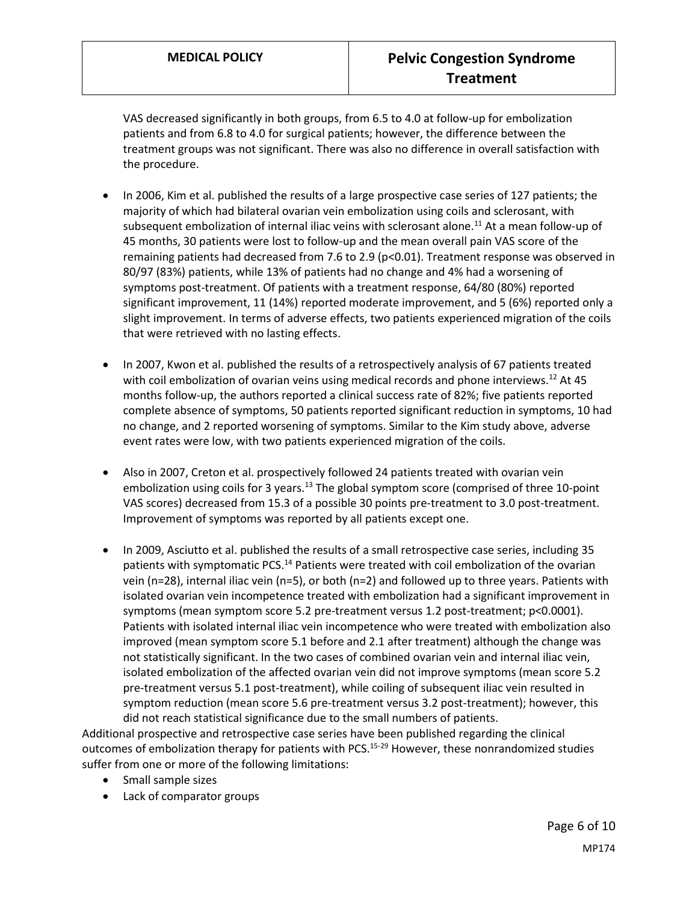VAS decreased significantly in both groups, from 6.5 to 4.0 at follow-up for embolization patients and from 6.8 to 4.0 for surgical patients; however, the difference between the treatment groups was not significant. There was also no difference in overall satisfaction with the procedure.

- In 2006, Kim et al. published the results of a large prospective case series of 127 patients; the majority of which had bilateral ovarian vein embolization using coils and sclerosant, with subsequent embolization of internal iliac veins with sclerosant alone.[11] At a mean follow-up of 45 months, 30 patients were lost to follow-up and the mean overall pain VAS score of the remaining patients had decreased from 7.6 to 2.9 ($p<0.01$). Treatment response was observed in 80/97 (83%) patients, while 13% of patients had no change and 4% had a worsening of symptoms post-treatment. Of patients with a treatment response, 64/80 (80%) reported significant improvement, 11 (14%) reported moderate improvement, and 5 (6%) reported only a slight improvement. In terms of adverse effects, two patients experienced migration of the coils that were retrieved with no lasting effects.

- In 2007, Kwon et al. published the results of a retrospectively analysis of 67 patients treated with coil embolization of ovarian veins using medical records and phone interviews.[12] At 45 months follow-up, the authors reported a clinical success rate of 82%; five patients reported complete absence of symptoms, 50 patients reported significant reduction in symptoms, 10 had no change, and 2 reported worsening of symptoms. Similar to the Kim study above, adverse event rates were low, with two patients experienced migration of the coils.

- Also in 2007, Creton et al. prospectively followed 24 patients treated with ovarian vein embolization using coils for 3 years.[13] The global symptom score (comprised of three 10-point VAS scores) decreased from 15.3 of a possible 30 points pre-treatment to 3.0 post-treatment. Improvement of symptoms was reported by all patients except one.

- In 2009, Asciutto et al. published the results of a small retrospective case series, including 35 patients with symptomatic PCS.[14] Patients were treated with coil embolization of the ovarian vein (n=28), internal iliac vein (n=5), or both (n=2) and followed up to three years. Patients with isolated ovarian vein incompetence treated with embolization had a significant improvement in symptoms (mean symptom score 5.2 pre-treatment versus 1.2 post-treatment; $p<0.0001$). Patients with isolated internal iliac vein incompetence who were treated with embolization also improved (mean symptom score 5.1 before and 2.1 after treatment) although the change was not statistically significant. In the two cases of combined ovarian vein and internal iliac vein, isolated embolization of the affected ovarian vein did not improve symptoms (mean score 5.2 pre-treatment versus 5.1 post-treatment), while coiling of subsequent iliac vein resulted in symptom reduction (mean score 5.6 pre-treatment versus 3.2 post-treatment); however, this did not reach statistical significance due to the small numbers of patients.

Additional prospective and retrospective case series have been published regarding the clinical outcomes of embolization therapy for patients with PCS.[15-29] However, these nonrandomized studies suffer from one or more of the following limitations:

- Small sample sizes
- Lack of comparator groups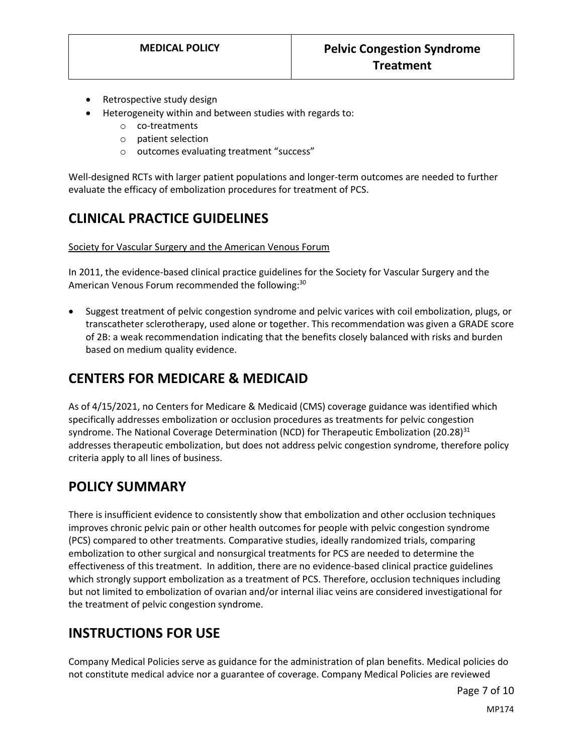- Retrospective study design
- Heterogeneity within and between studies with regards to:
  - co-treatments
  - patient selection
  - outcomes evaluating treatment "success"

Well-designed RCTs with larger patient populations and longer-term outcomes are needed to further evaluate the efficacy of embolization procedures for treatment of PCS.

# CLINICAL PRACTICE GUIDELINES

Society for Vascular Surgery and the American Venous Forum

In 2011, the evidence-based clinical practice guidelines for the Society for Vascular Surgery and the American Venous Forum recommended the following:[30]

- Suggest treatment of pelvic congestion syndrome and pelvic varices with coil embolization, plugs, or transcatheter sclerotherapy, used alone or together. This recommendation was given a GRADE score of 2B: a weak recommendation indicating that the benefits closely balanced with risks and burden based on medium quality evidence.

# CENTERS FOR MEDICARE & MEDICAID

As of 4/15/2021, no Centers for Medicare & Medicaid (CMS) coverage guidance was identified which specifically addresses embolization or occlusion procedures as treatments for pelvic congestion syndrome. The National Coverage Determination (NCD) for Therapeutic Embolization (20.28)[31] addresses therapeutic embolization, but does not address pelvic congestion syndrome, therefore policy criteria apply to all lines of business.

# POLICY SUMMARY

There is insufficient evidence to consistently show that embolization and other occlusion techniques improves chronic pelvic pain or other health outcomes for people with pelvic congestion syndrome (PCS) compared to other treatments. Comparative studies, ideally randomized trials, comparing embolization to other surgical and nonsurgical treatments for PCS are needed to determine the effectiveness of this treatment. In addition, there are no evidence-based clinical practice guidelines which strongly support embolization as a treatment of PCS. Therefore, occlusion techniques including but not limited to embolization of ovarian and/or internal iliac veins are considered investigational for the treatment of pelvic congestion syndrome.

# INSTRUCTIONS FOR USE

Company Medical Policies serve as guidance for the administration of plan benefits. Medical policies do not constitute medical advice nor a guarantee of coverage. Company Medical Policies are reviewed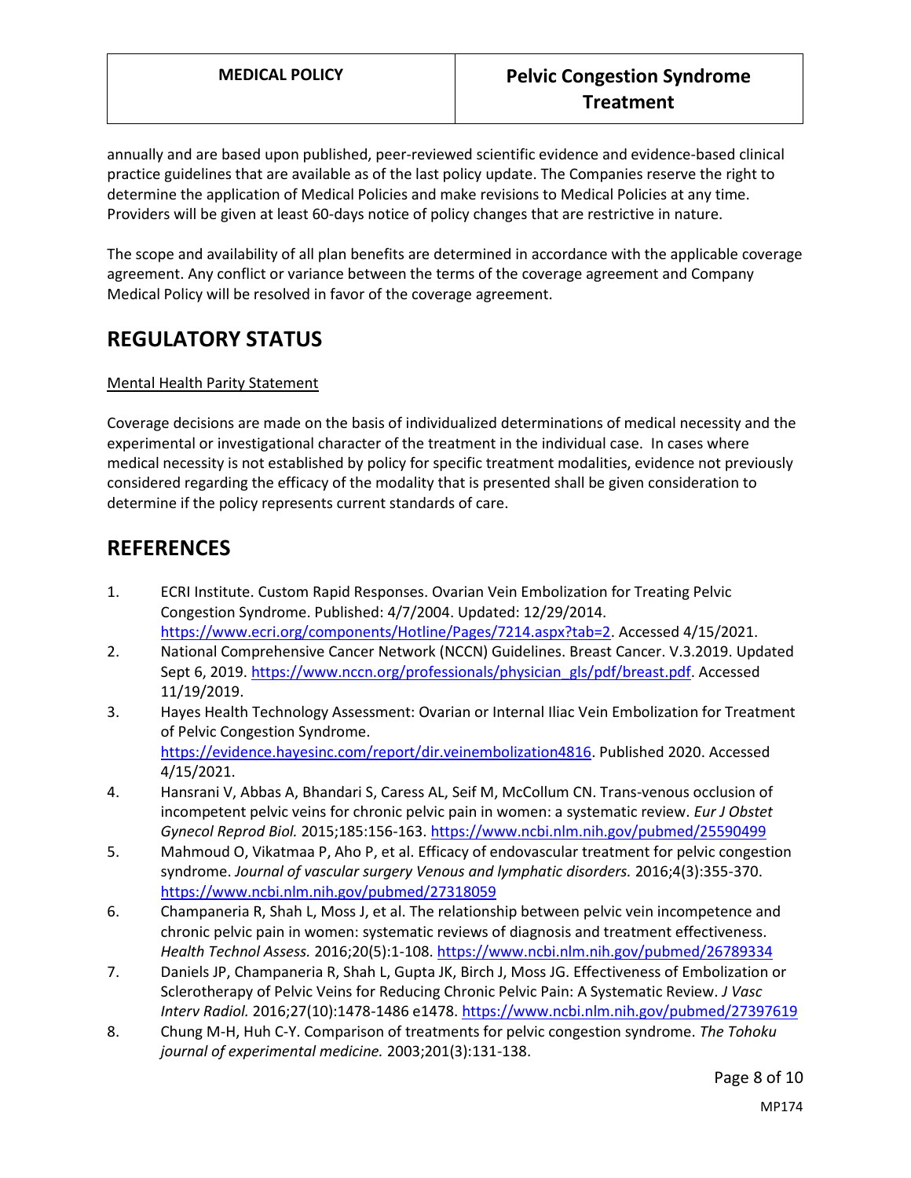annually and are based upon published, peer-reviewed scientific evidence and evidence-based clinical practice guidelines that are available as of the last policy update. The Companies reserve the right to determine the application of Medical Policies and make revisions to Medical Policies at any time. Providers will be given at least 60-days notice of policy changes that are restrictive in nature.

The scope and availability of all plan benefits are determined in accordance with the applicable coverage agreement. Any conflict or variance between the terms of the coverage agreement and Company Medical Policy will be resolved in favor of the coverage agreement.

# REGULATORY STATUS

Mental Health Parity Statement

Coverage decisions are made on the basis of individualized determinations of medical necessity and the experimental or investigational character of the treatment in the individual case. In cases where medical necessity is not established by policy for specific treatment modalities, evidence not previously considered regarding the efficacy of the modality that is presented shall be given consideration to determine if the policy represents current standards of care.

# REFERENCES

1. ECRI Institute. Custom Rapid Responses. Ovarian Vein Embolization for Treating Pelvic Congestion Syndrome. Published: 4/7/2004. Updated: 12/29/2014. https://www.ecri.org/components/Hotline/Pages/7214.aspx?tab=2. Accessed 4/15/2021.
2. National Comprehensive Cancer Network (NCCN) Guidelines. Breast Cancer. V.3.2019. Updated Sept 6, 2019. https://www.nccn.org/professionals/physician_gls/pdf/breast.pdf. Accessed 11/19/2019.
3. Hayes Health Technology Assessment: Ovarian or Internal Iliac Vein Embolization for Treatment of Pelvic Congestion Syndrome. https://evidence.hayesinc.com/report/dir.veinembolization4816. Published 2020. Accessed 4/15/2021.
4. Hansrani V, Abbas A, Bhandari S, Caress AL, Seif M, McCollum CN. Trans-venous occlusion of incompetent pelvic veins for chronic pelvic pain in women: a systematic review. *Eur J Obstet Gynecol Reprod Biol.* 2015;185:156-163. https://www.ncbi.nlm.nih.gov/pubmed/25590499
5. Mahmoud O, Vikatmaa P, Aho P, et al. Efficacy of endovascular treatment for pelvic congestion syndrome. *Journal of vascular surgery Venous and lymphatic disorders.* 2016;4(3):355-370. https://www.ncbi.nlm.nih.gov/pubmed/27318059
6. Champaneria R, Shah L, Moss J, et al. The relationship between pelvic vein incompetence and chronic pelvic pain in women: systematic reviews of diagnosis and treatment effectiveness. *Health Technol Assess.* 2016;20(5):1-108. https://www.ncbi.nlm.nih.gov/pubmed/26789334
7. Daniels JP, Champaneria R, Shah L, Gupta JK, Birch J, Moss JG. Effectiveness of Embolization or Sclerotherapy of Pelvic Veins for Reducing Chronic Pelvic Pain: A Systematic Review. *J Vasc Interv Radiol.* 2016;27(10):1478-1486 e1478. https://www.ncbi.nlm.nih.gov/pubmed/27397619
8. Chung M-H, Huh C-Y. Comparison of treatments for pelvic congestion syndrome. *The Tohoku journal of experimental medicine.* 2003;201(3):131-138.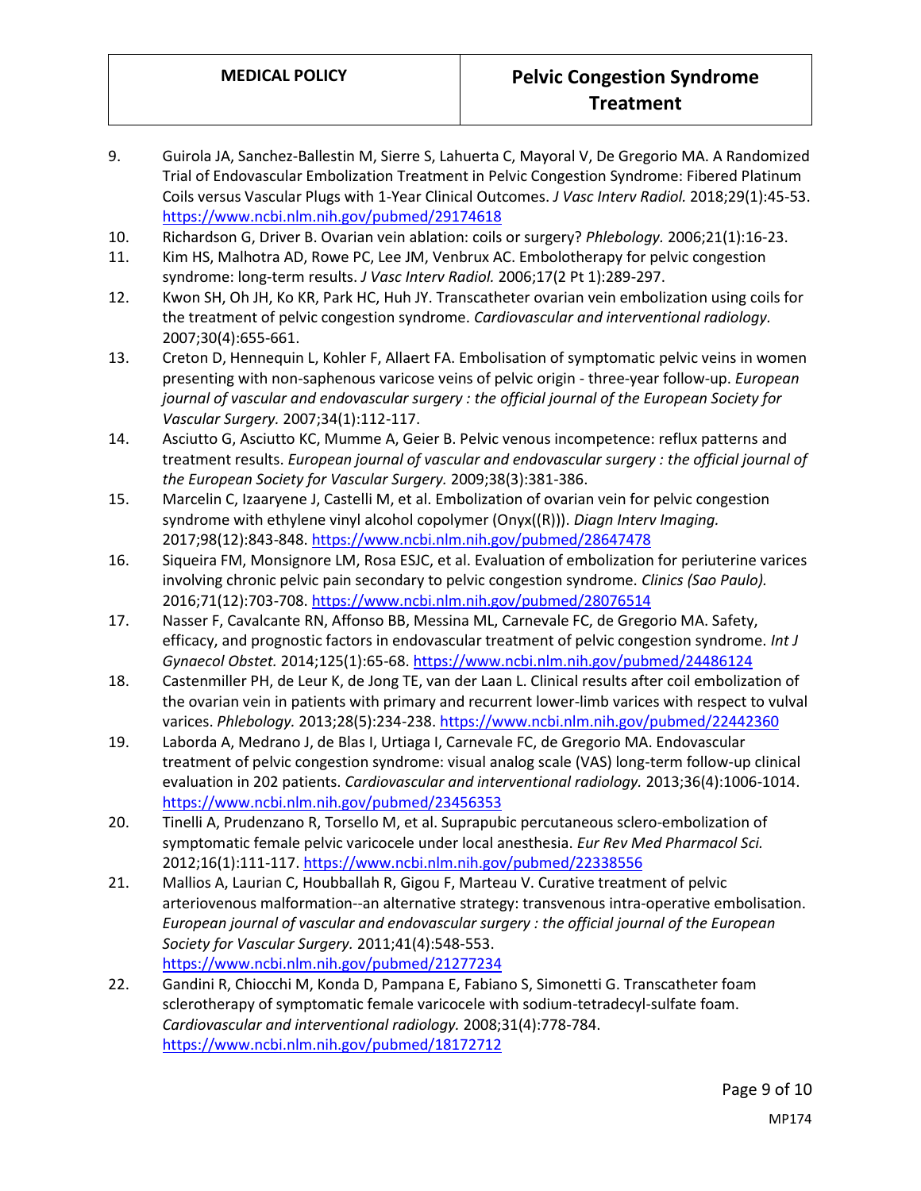9. Guirola JA, Sanchez-Ballestin M, Sierre S, Lahuerta C, Mayoral V, De Gregorio MA. A Randomized Trial of Endovascular Embolization Treatment in Pelvic Congestion Syndrome: Fibered Platinum Coils versus Vascular Plugs with 1-Year Clinical Outcomes. *J Vasc Interv Radiol.* 2018;29(1):45-53. https://www.ncbi.nlm.nih.gov/pubmed/29174618
10. Richardson G, Driver B. Ovarian vein ablation: coils or surgery? *Phlebology.* 2006;21(1):16-23.
11. Kim HS, Malhotra AD, Rowe PC, Lee JM, Venbrux AC. Embolotherapy for pelvic congestion syndrome: long-term results. *J Vasc Interv Radiol.* 2006;17(2 Pt 1):289-297.
12. Kwon SH, Oh JH, Ko KR, Park HC, Huh JY. Transcatheter ovarian vein embolization using coils for the treatment of pelvic congestion syndrome. *Cardiovascular and interventional radiology.* 2007;30(4):655-661.
13. Creton D, Hennequin L, Kohler F, Allaert FA. Embolisation of symptomatic pelvic veins in women presenting with non-saphenous varicose veins of pelvic origin - three-year follow-up. *European journal of vascular and endovascular surgery : the official journal of the European Society for Vascular Surgery.* 2007;34(1):112-117.
14. Asciutto G, Asciutto KC, Mumme A, Geier B. Pelvic venous incompetence: reflux patterns and treatment results. *European journal of vascular and endovascular surgery : the official journal of the European Society for Vascular Surgery.* 2009;38(3):381-386.
15. Marcelin C, Izaaryene J, Castelli M, et al. Embolization of ovarian vein for pelvic congestion syndrome with ethylene vinyl alcohol copolymer (Onyx((R))). *Diagn Interv Imaging.* 2017;98(12):843-848. https://www.ncbi.nlm.nih.gov/pubmed/28647478
16. Siqueira FM, Monsignore LM, Rosa ESJC, et al. Evaluation of embolization for periuterine varices involving chronic pelvic pain secondary to pelvic congestion syndrome. *Clinics (Sao Paulo).* 2016;71(12):703-708. https://www.ncbi.nlm.nih.gov/pubmed/28076514
17. Nasser F, Cavalcante RN, Affonso BB, Messina ML, Carnevale FC, de Gregorio MA. Safety, efficacy, and prognostic factors in endovascular treatment of pelvic congestion syndrome. *Int J Gynaecol Obstet.* 2014;125(1):65-68. https://www.ncbi.nlm.nih.gov/pubmed/24486124
18. Castenmiller PH, de Leur K, de Jong TE, van der Laan L. Clinical results after coil embolization of the ovarian vein in patients with primary and recurrent lower-limb varices with respect to vulval varices. *Phlebology.* 2013;28(5):234-238. https://www.ncbi.nlm.nih.gov/pubmed/22442360
19. Laborda A, Medrano J, de Blas I, Urtiaga I, Carnevale FC, de Gregorio MA. Endovascular treatment of pelvic congestion syndrome: visual analog scale (VAS) long-term follow-up clinical evaluation in 202 patients. *Cardiovascular and interventional radiology.* 2013;36(4):1006-1014. https://www.ncbi.nlm.nih.gov/pubmed/23456353
20. Tinelli A, Prudenzano R, Torsello M, et al. Suprapubic percutaneous sclero-embolization of symptomatic female pelvic varicocele under local anesthesia. *Eur Rev Med Pharmacol Sci.* 2012;16(1):111-117. https://www.ncbi.nlm.nih.gov/pubmed/22338556
21. Mallios A, Laurian C, Houbballah R, Gigou F, Marteau V. Curative treatment of pelvic arteriovenous malformation--an alternative strategy: transvenous intra-operative embolisation. *European journal of vascular and endovascular surgery : the official journal of the European Society for Vascular Surgery.* 2011;41(4):548-553. https://www.ncbi.nlm.nih.gov/pubmed/21277234
22. Gandini R, Chiocchi M, Konda D, Pampana E, Fabiano S, Simonetti G. Transcatheter foam sclerotherapy of symptomatic female varicocele with sodium-tetradecyl-sulfate foam. *Cardiovascular and interventional radiology.* 2008;31(4):778-784. https://www.ncbi.nlm.nih.gov/pubmed/18172712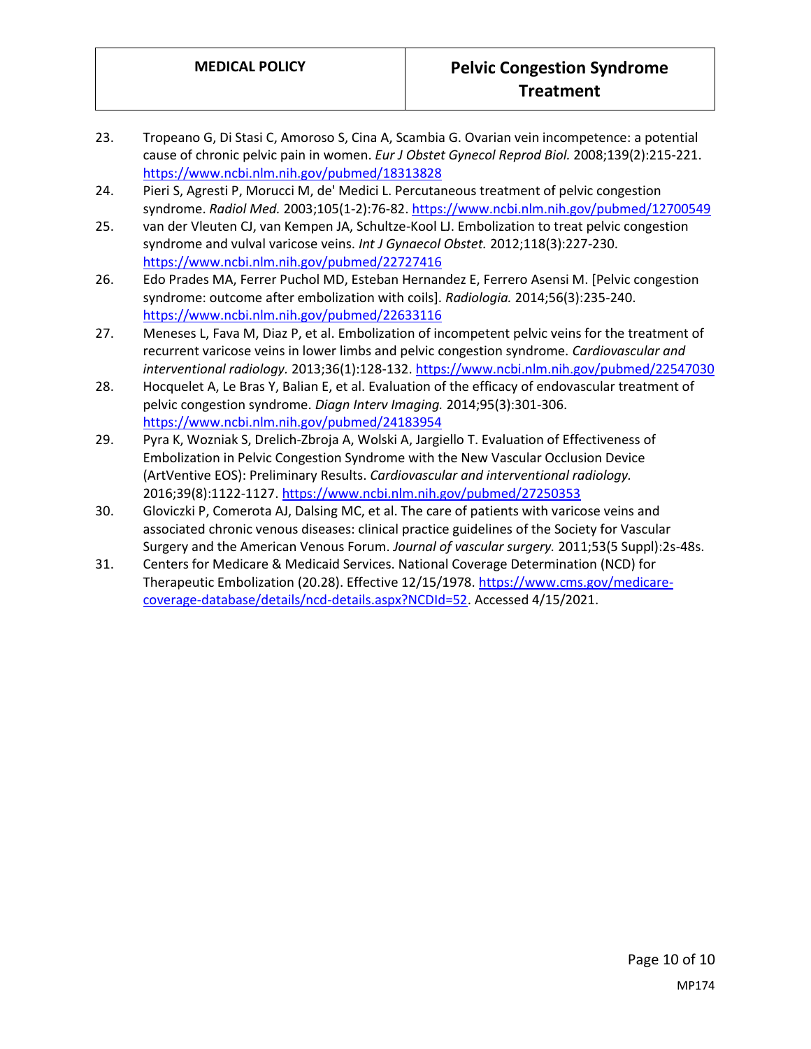23. Tropeano G, Di Stasi C, Amoroso S, Cina A, Scambia G. Ovarian vein incompetence: a potential cause of chronic pelvic pain in women. *Eur J Obstet Gynecol Reprod Biol.* 2008;139(2):215-221. https://www.ncbi.nlm.nih.gov/pubmed/18313828
24. Pieri S, Agresti P, Morucci M, de' Medici L. Percutaneous treatment of pelvic congestion syndrome. *Radiol Med.* 2003;105(1-2):76-82. https://www.ncbi.nlm.nih.gov/pubmed/12700549
25. van der Vleuten CJ, van Kempen JA, Schultze-Kool LJ. Embolization to treat pelvic congestion syndrome and vulval varicose veins. *Int J Gynaecol Obstet.* 2012;118(3):227-230. https://www.ncbi.nlm.nih.gov/pubmed/22727416
26. Edo Prades MA, Ferrer Puchol MD, Esteban Hernandez E, Ferrero Asensi M. [Pelvic congestion syndrome: outcome after embolization with coils]. *Radiologia.* 2014;56(3):235-240. https://www.ncbi.nlm.nih.gov/pubmed/22633116
27. Meneses L, Fava M, Diaz P, et al. Embolization of incompetent pelvic veins for the treatment of recurrent varicose veins in lower limbs and pelvic congestion syndrome. *Cardiovascular and interventional radiology.* 2013;36(1):128-132. https://www.ncbi.nlm.nih.gov/pubmed/22547030
28. Hocquelet A, Le Bras Y, Balian E, et al. Evaluation of the efficacy of endovascular treatment of pelvic congestion syndrome. *Diagn Interv Imaging.* 2014;95(3):301-306. https://www.ncbi.nlm.nih.gov/pubmed/24183954
29. Pyra K, Wozniak S, Drelich-Zbroja A, Wolski A, Jargiello T. Evaluation of Effectiveness of Embolization in Pelvic Congestion Syndrome with the New Vascular Occlusion Device (ArtVentive EOS): Preliminary Results. *Cardiovascular and interventional radiology.* 2016;39(8):1122-1127. https://www.ncbi.nlm.nih.gov/pubmed/27250353
30. Gloviczki P, Comerota AJ, Dalsing MC, et al. The care of patients with varicose veins and associated chronic venous diseases: clinical practice guidelines of the Society for Vascular Surgery and the American Venous Forum. *Journal of vascular surgery.* 2011;53(5 Suppl):2s-48s.
31. Centers for Medicare & Medicaid Services. National Coverage Determination (NCD) for Therapeutic Embolization (20.28). Effective 12/15/1978. https://www.cms.gov/medicare-coverage-database/details/ncd-details.aspx?NCDId=52. Accessed 4/15/2021.